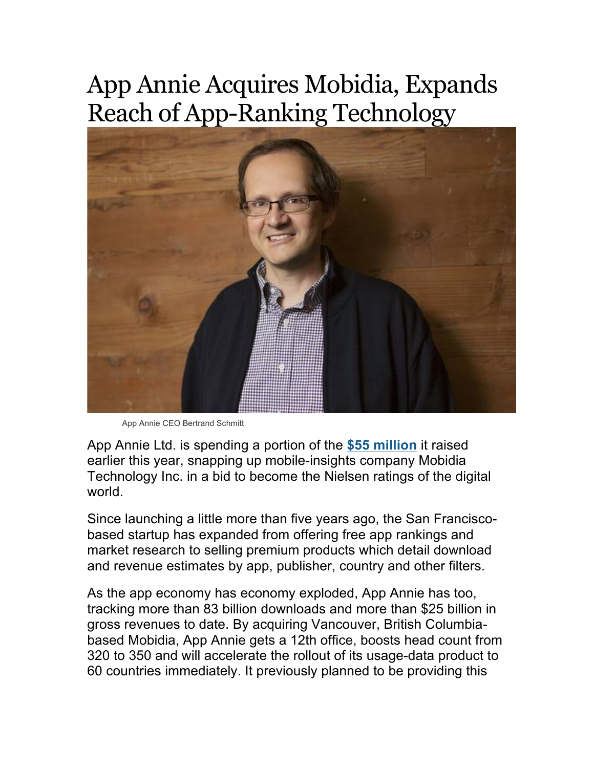# App Annie Acquires Mobidia, Expands Reach of App-Ranking Technology

App Annie CEO Bertrand Schmitt

App Annie Ltd. is spending a portion of the **$55 million** it raised earlier this year, snapping up mobile-insights company Mobidia Technology Inc. in a bid to become the Nielsen ratings of the digital world.

Since launching a little more than five years ago, the San Francisco-based startup has expanded from offering free app rankings and market research to selling premium products which detail download and revenue estimates by app, publisher, country and other filters.

As the app economy has economy exploded, App Annie has too, tracking more than 83 billion downloads and more than $25 billion in gross revenues to date. By acquiring Vancouver, British Columbia-based Mobidia, App Annie gets a 12th office, boosts head count from 320 to 350 and will accelerate the rollout of its usage-data product to 60 countries immediately. It previously planned to be providing this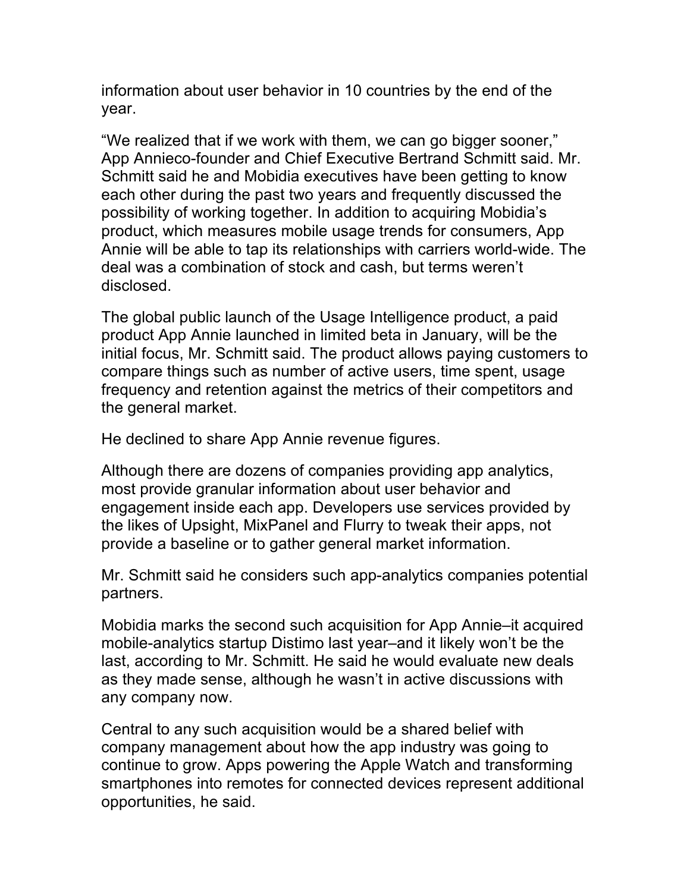information about user behavior in 10 countries by the end of the year.

"We realized that if we work with them, we can go bigger sooner," App Annieco-founder and Chief Executive Bertrand Schmitt said. Mr. Schmitt said he and Mobidia executives have been getting to know each other during the past two years and frequently discussed the possibility of working together. In addition to acquiring Mobidia's product, which measures mobile usage trends for consumers, App Annie will be able to tap its relationships with carriers world-wide. The deal was a combination of stock and cash, but terms weren't disclosed.

The global public launch of the Usage Intelligence product, a paid product App Annie launched in limited beta in January, will be the initial focus, Mr. Schmitt said. The product allows paying customers to compare things such as number of active users, time spent, usage frequency and retention against the metrics of their competitors and the general market.

He declined to share App Annie revenue figures.

Although there are dozens of companies providing app analytics, most provide granular information about user behavior and engagement inside each app. Developers use services provided by the likes of Upsight, MixPanel and Flurry to tweak their apps, not provide a baseline or to gather general market information.

Mr. Schmitt said he considers such app-analytics companies potential partners.

Mobidia marks the second such acquisition for App Annie–it acquired mobile-analytics startup Distimo last year–and it likely won't be the last, according to Mr. Schmitt. He said he would evaluate new deals as they made sense, although he wasn't in active discussions with any company now.

Central to any such acquisition would be a shared belief with company management about how the app industry was going to continue to grow. Apps powering the Apple Watch and transforming smartphones into remotes for connected devices represent additional opportunities, he said.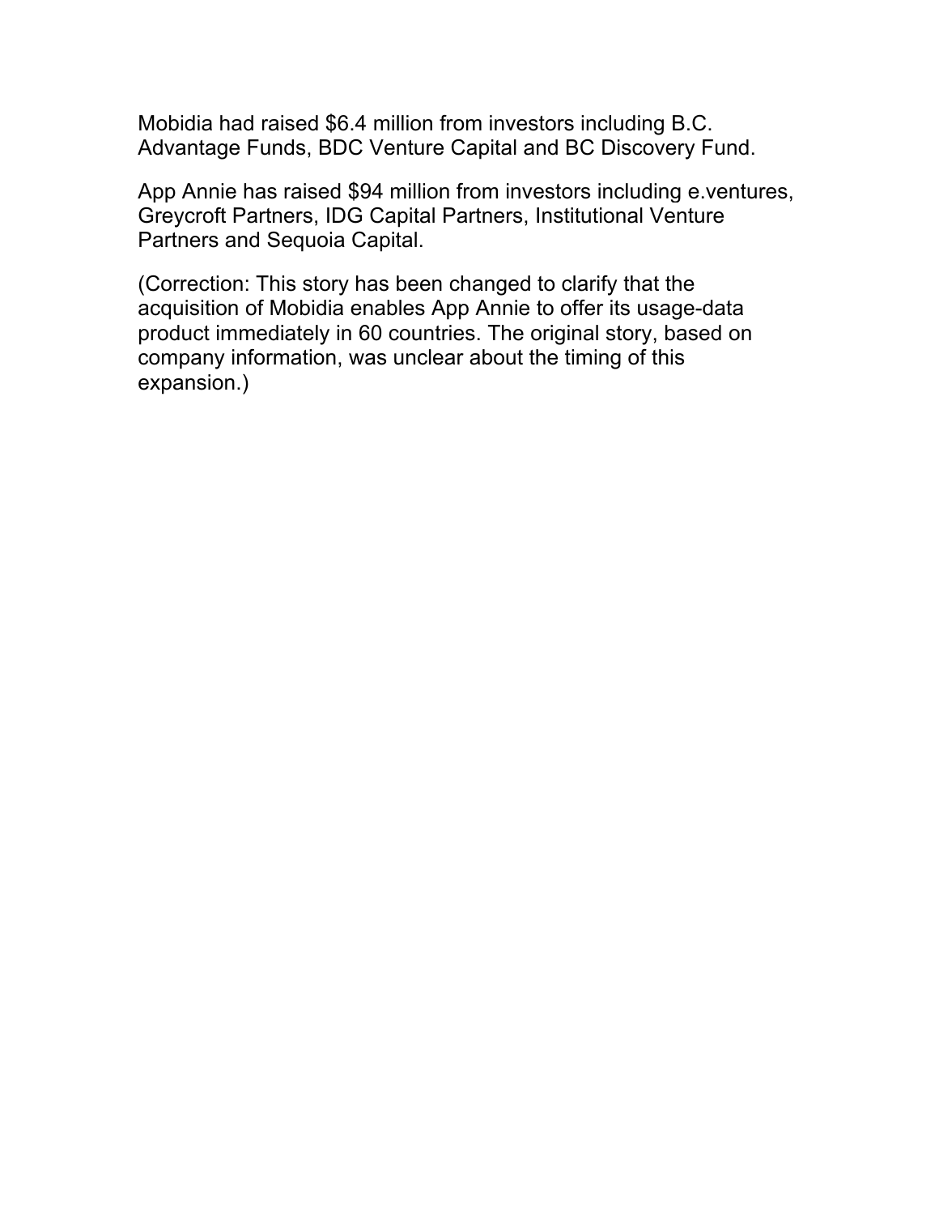Mobidia had raised $6.4 million from investors including B.C. Advantage Funds, BDC Venture Capital and BC Discovery Fund.

App Annie has raised $94 million from investors including e.ventures, Greycroft Partners, IDG Capital Partners, Institutional Venture Partners and Sequoia Capital.

(Correction: This story has been changed to clarify that the acquisition of Mobidia enables App Annie to offer its usage-data product immediately in 60 countries. The original story, based on company information, was unclear about the timing of this expansion.)